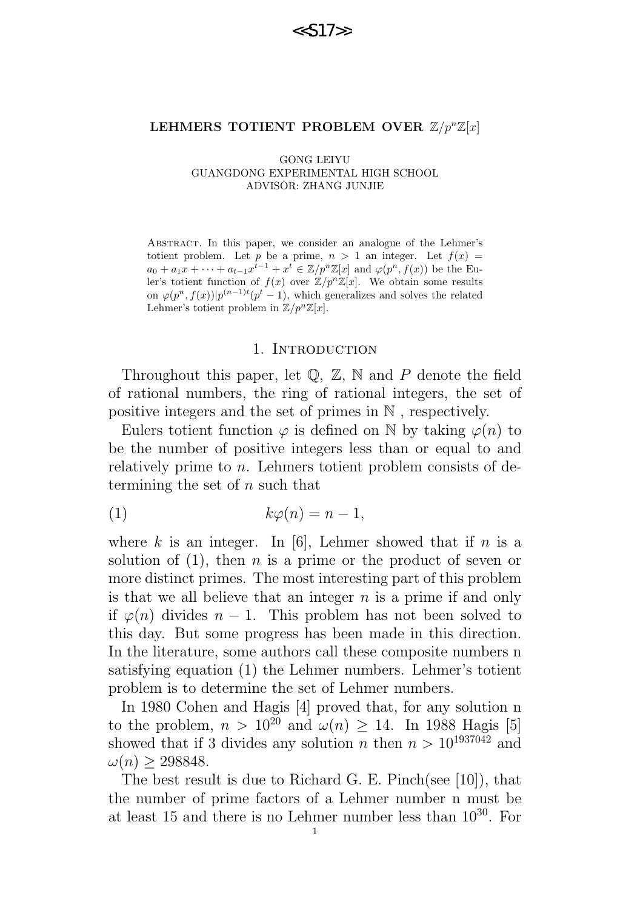# LEHMERS TOTIENT PROBLEM OVER $\mathbb{Z}/p^n\mathbb{Z}[x]$

GONG LEIYU
GUANGDONG EXPERIMENTAL HIGH SCHOOL
ADVISOR: ZHANG JUNJIE

Abstract. In this paper, we consider an analogue of the Lehmer's totient problem. Let $p$ be a prime, $n > 1$ an integer. Let $f(x) = a_0 + a_1x + \cdots + a_{t-1}x^{t-1} + x^t \in \mathbb{Z}/p^n\mathbb{Z}[x]$ and $\varphi(p^n, f(x))$ be the Euler's totient function of $f(x)$ over $\mathbb{Z}/p^n\mathbb{Z}[x]$. We obtain some results on $\varphi(p^n, f(x))|p^{(n-1)t}(p^t - 1)$, which generalizes and solves the related Lehmer's totient problem in $\mathbb{Z}/p^n\mathbb{Z}[x]$.

## 1. Introduction

Throughout this paper, let $\mathbb{Q}$, $\mathbb{Z}$, $\mathbb{N}$ and $P$ denote the field of rational numbers, the ring of rational integers, the set of positive integers and the set of primes in $\mathbb{N}$ , respectively.

Eulers totient function $\varphi$ is defined on $\mathbb{N}$ by taking $\varphi(n)$ to be the number of positive integers less than or equal to and relatively prime to $n$. Lehmers totient problem consists of determining the set of $n$ such that

$$k\varphi(n) = n - 1, \tag{1}$$

where $k$ is an integer. In [6], Lehmer showed that if $n$ is a solution of (1), then $n$ is a prime or the product of seven or more distinct primes. The most interesting part of this problem is that we all believe that an integer $n$ is a prime if and only if $\varphi(n)$ divides $n - 1$. This problem has not been solved to this day. But some progress has been made in this direction. In the literature, some authors call these composite numbers n satisfying equation (1) the Lehmer numbers. Lehmer's totient problem is to determine the set of Lehmer numbers.

In 1980 Cohen and Hagis [4] proved that, for any solution n to the problem, $n > 10^{20}$ and $\omega(n) \geq 14$. In 1988 Hagis [5] showed that if 3 divides any solution $n$ then $n > 10^{1937042}$ and $\omega(n) \geq 298848$.

The best result is due to Richard G. E. Pinch(see [10]), that the number of prime factors of a Lehmer number n must be at least 15 and there is no Lehmer number less than $10^{30}$. For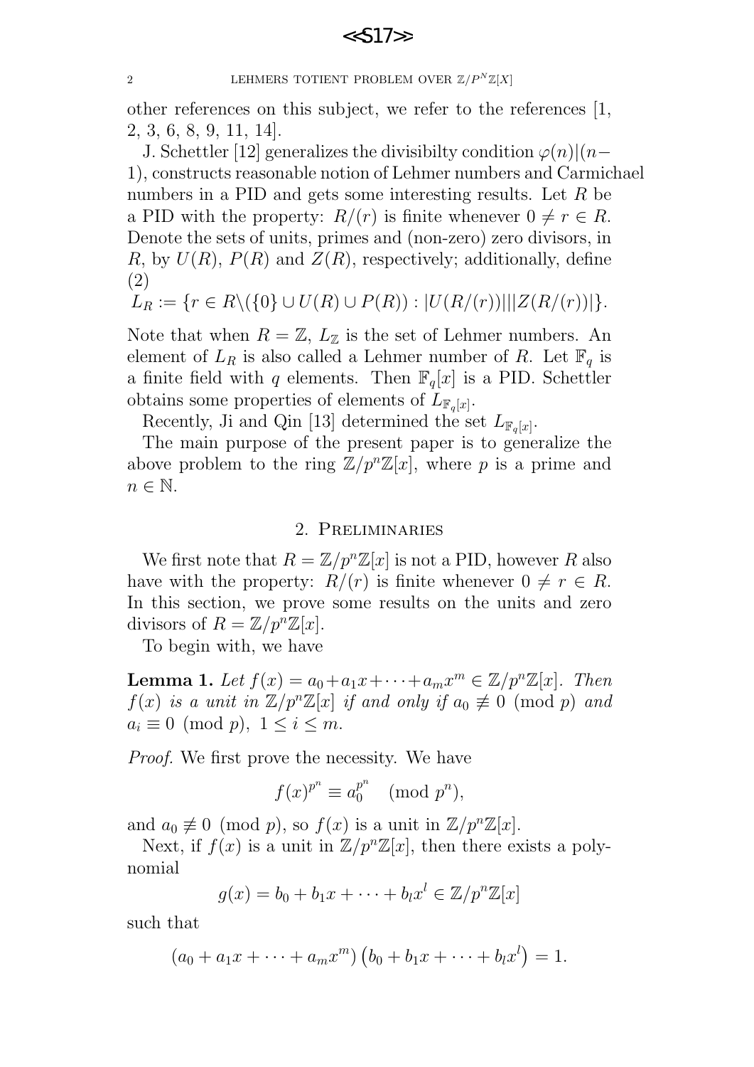other references on this subject, we refer to the references [1, 2, 3, 6, 8, 9, 11, 14].

J. Schettler [12] generalizes the divisibilty condition $\varphi(n)|(n-1)$, constructs reasonable notion of Lehmer numbers and Carmichael numbers in a PID and gets some interesting results. Let $R$ be a PID with the property: $R/(r)$ is finite whenever $0 \neq r \in R$. Denote the sets of units, primes and (non-zero) zero divisors, in $R$, by $U(R)$, $P(R)$ and $Z(R)$, respectively; additionally, define (2)

$L_R := \{r \in R \backslash (\{0\} \cup U(R) \cup P(R)) : |U(R/(r))|||Z(R/(r))|\}.$

Note that when $R = \mathbb{Z}$, $L_{\mathbb{Z}}$ is the set of Lehmer numbers. An element of $L_R$ is also called a Lehmer number of $R$. Let $\mathbb{F}_q$ is a finite field with $q$ elements. Then $\mathbb{F}_q[x]$ is a PID. Schettler obtains some properties of elements of $L_{\mathbb{F}_q[x]}$.

Recently, Ji and Qin [13] determined the set $L_{\mathbb{F}_q[x]}$.

The main purpose of the present paper is to generalize the above problem to the ring $\mathbb{Z}/p^n\mathbb{Z}[x]$, where $p$ is a prime and $n \in \mathbb{N}$.

## 2. Preliminaries

We first note that $R = \mathbb{Z}/p^n\mathbb{Z}[x]$ is not a PID, however $R$ also have with the property: $R/(r)$ is finite whenever $0 \neq r \in R$. In this section, we prove some results on the units and zero divisors of $R = \mathbb{Z}/p^n\mathbb{Z}[x]$.

To begin with, we have

**Lemma 1.** *Let $f(x) = a_0 + a_1 x + \cdots + a_m x^m \in \mathbb{Z}/p^n\mathbb{Z}[x]$. Then $f(x)$ is a unit in $\mathbb{Z}/p^n\mathbb{Z}[x]$ if and only if $a_0 \not\equiv 0 \pmod p$ and $a_i \equiv 0 \pmod p$, $1 \leq i \leq m$.*

*Proof.* We first prove the necessity. We have

$$f(x)^{p^n} \equiv a_0^{p^n} \pmod{p^n},$$

and $a_0 \not\equiv 0 \pmod p$, so $f(x)$ is a unit in $\mathbb{Z}/p^n\mathbb{Z}[x]$.

Next, if $f(x)$ is a unit in $\mathbb{Z}/p^n\mathbb{Z}[x]$, then there exists a polynomial

$$g(x) = b_0 + b_1 x + \cdots + b_l x^l \in \mathbb{Z}/p^n\mathbb{Z}[x]$$

such that

$$\left(a_0 + a_1 x + \cdots + a_m x^m\right)\left(b_0 + b_1 x + \cdots + b_l x^l\right) = 1.$$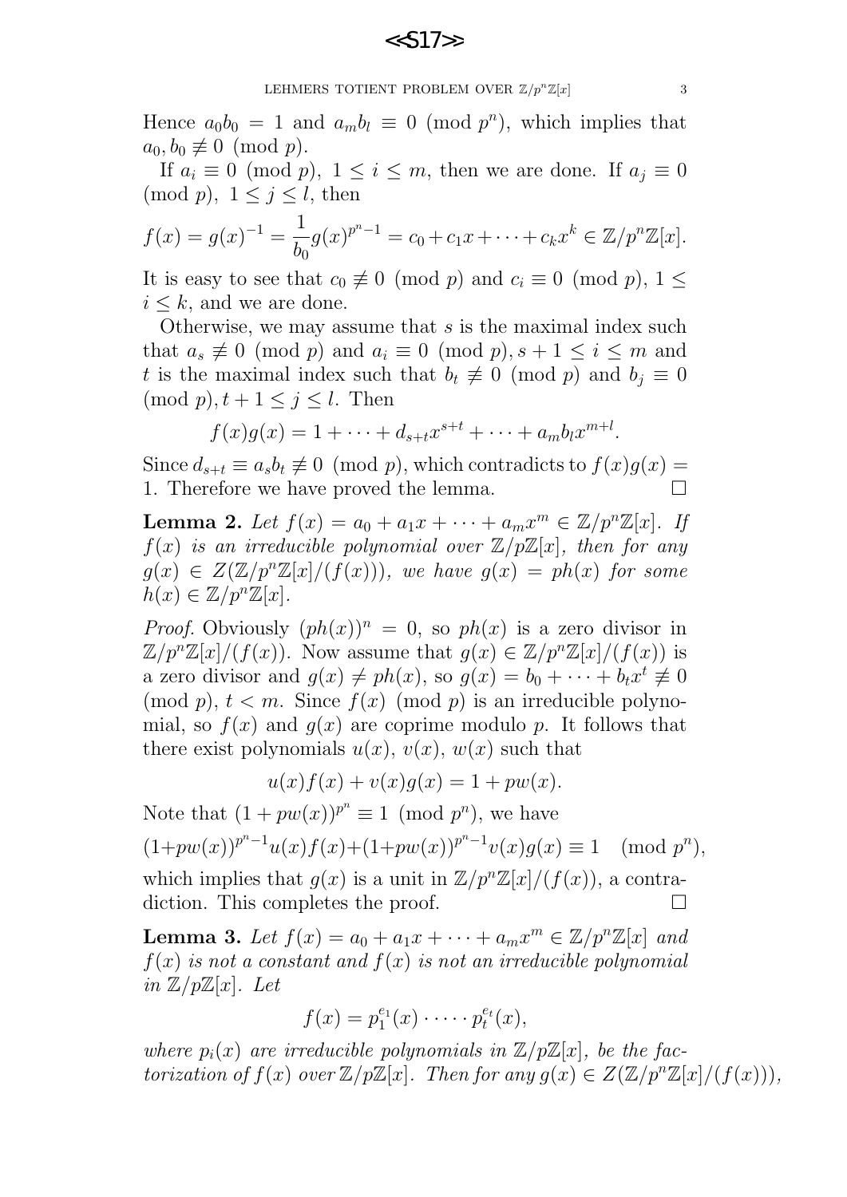Hence $a_0 b_0 = 1$ and $a_m b_l \equiv 0 \pmod{p^n}$, which implies that $a_0, b_0 \not\equiv 0 \pmod p$.

If $a_i \equiv 0 \pmod p$, $1 \leq i \leq m$, then we are done. If $a_j \equiv 0 \pmod p$, $1 \leq j \leq l$, then

$$f(x) = g(x)^{-1} = \frac{1}{b_0} g(x)^{p^n - 1} = c_0 + c_1 x + \cdots + c_k x^k \in \mathbb{Z}/p^n\mathbb{Z}[x].$$

It is easy to see that $c_0 \not\equiv 0 \pmod p$ and $c_i \equiv 0 \pmod p$, $1 \leq i \leq k$, and we are done.

Otherwise, we may assume that $s$ is the maximal index such that $a_s \not\equiv 0 \pmod p$ and $a_i \equiv 0 \pmod p, s+1 \leq i \leq m$ and $t$ is the maximal index such that $b_t \not\equiv 0 \pmod p$ and $b_j \equiv 0 \pmod p, t+1 \leq j \leq l$. Then

$$f(x)g(x) = 1 + \cdots + d_{s+t} x^{s+t} + \cdots + a_m b_l x^{m+l}.$$

Since $d_{s+t} \equiv a_s b_t \not\equiv 0 \pmod p$, which contradicts to $f(x)g(x) = 1$. Therefore we have proved the lemma. $\square$

**Lemma 2.** *Let $f(x) = a_0 + a_1 x + \cdots + a_m x^m \in \mathbb{Z}/p^n\mathbb{Z}[x]$. If $f(x)$ is an irreducible polynomial over $\mathbb{Z}/p\mathbb{Z}[x]$, then for any $g(x) \in Z(\mathbb{Z}/p^n\mathbb{Z}[x]/(f(x)))$, we have $g(x) = ph(x)$ for some $h(x) \in \mathbb{Z}/p^n\mathbb{Z}[x]$.*

*Proof.* Obviously $(ph(x))^n = 0$, so $ph(x)$ is a zero divisor in $\mathbb{Z}/p^n\mathbb{Z}[x]/(f(x))$. Now assume that $g(x) \in \mathbb{Z}/p^n\mathbb{Z}[x]/(f(x))$ is a zero divisor and $g(x) \neq ph(x)$, so $g(x) = b_0 + \cdots + b_t x^t \not\equiv 0 \pmod p$, $t < m$. Since $f(x) \pmod p$ is an irreducible polynomial, so $f(x)$ and $g(x)$ are coprime modulo $p$. It follows that there exist polynomials $u(x)$, $v(x)$, $w(x)$ such that

$$u(x)f(x) + v(x)g(x) = 1 + pw(x).$$

Note that $(1 + pw(x))^{p^n} \equiv 1 \pmod{p^n}$, we have

$$(1+pw(x))^{p^n-1} u(x) f(x) + (1+pw(x))^{p^n-1} v(x) g(x) \equiv 1 \pmod{p^n},$$

which implies that $g(x)$ is a unit in $\mathbb{Z}/p^n\mathbb{Z}[x]/(f(x))$, a contradiction. This completes the proof. $\square$

**Lemma 3.** *Let $f(x) = a_0 + a_1 x + \cdots + a_m x^m \in \mathbb{Z}/p^n\mathbb{Z}[x]$ and $f(x)$ is not a constant and $f(x)$ is not an irreducible polynomial in $\mathbb{Z}/p\mathbb{Z}[x]$. Let*

$$f(x) = p_1^{e_1}(x) \cdot \cdots \cdot p_t^{e_t}(x),$$

*where $p_i(x)$ are irreducible polynomials in $\mathbb{Z}/p\mathbb{Z}[x]$, be the factorization of $f(x)$ over $\mathbb{Z}/p\mathbb{Z}[x]$. Then for any $g(x) \in Z(\mathbb{Z}/p^n\mathbb{Z}[x]/(f(x)))$,*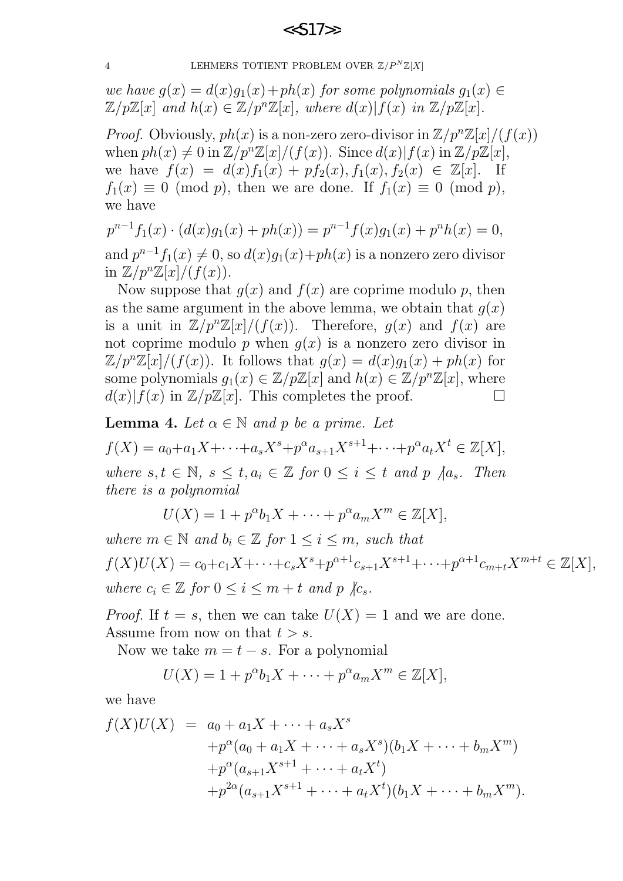*we have $g(x) = d(x)g_1(x)+ph(x)$ for some polynomials $g_1(x) \in \mathbb{Z}/p\mathbb{Z}[x]$ and $h(x) \in \mathbb{Z}/p^n\mathbb{Z}[x]$, where $d(x)|f(x)$ in $\mathbb{Z}/p\mathbb{Z}[x]$.*

*Proof.* Obviously, $ph(x)$ is a non-zero zero-divisor in $\mathbb{Z}/p^n\mathbb{Z}[x]/(f(x))$ when $ph(x) \neq 0$ in $\mathbb{Z}/p^n\mathbb{Z}[x]/(f(x))$. Since $d(x)|f(x)$ in $\mathbb{Z}/p\mathbb{Z}[x]$, we have $f(x) = d(x)f_1(x) + pf_2(x), f_1(x), f_2(x) \in \mathbb{Z}[x]$. If $f_1(x) \equiv 0 \pmod p$, then we are done. If $f_1(x) \equiv 0 \pmod p$, we have

$$p^{n-1}f_1(x) \cdot (d(x)g_1(x) + ph(x)) = p^{n-1}f(x)g_1(x) + p^n h(x) = 0,$$

and $p^{n-1}f_1(x) \neq 0$, so $d(x)g_1(x)+ph(x)$ is a nonzero zero divisor in $\mathbb{Z}/p^n\mathbb{Z}[x]/(f(x))$.

Now suppose that $g(x)$ and $f(x)$ are coprime modulo $p$, then as the same argument in the above lemma, we obtain that $g(x)$ is a unit in $\mathbb{Z}/p^n\mathbb{Z}[x]/(f(x))$. Therefore, $g(x)$ and $f(x)$ are not coprime modulo $p$ when $g(x)$ is a nonzero zero divisor in $\mathbb{Z}/p^n\mathbb{Z}[x]/(f(x))$. It follows that $g(x) = d(x)g_1(x) + ph(x)$ for some polynomials $g_1(x) \in \mathbb{Z}/p\mathbb{Z}[x]$ and $h(x) \in \mathbb{Z}/p^n\mathbb{Z}[x]$, where $d(x)|f(x)$ in $\mathbb{Z}/p\mathbb{Z}[x]$. This completes the proof. □

**Lemma 4.** *Let $\alpha \in \mathbb{N}$ and $p$ be a prime. Let*

$$f(X) = a_0+a_1X+\cdots+a_sX^s+p^\alpha a_{s+1}X^{s+1}+\cdots+p^\alpha a_tX^t \in \mathbb{Z}[X],$$

*where $s, t \in \mathbb{N}$, $s \leq t, a_i \in \mathbb{Z}$ for $0 \leq i \leq t$ and $p \nmid a_s$. Then there is a polynomial*

$$U(X) = 1 + p^\alpha b_1X + \cdots + p^\alpha a_mX^m \in \mathbb{Z}[X],$$

*where $m \in \mathbb{N}$ and $b_i \in \mathbb{Z}$ for $1 \leq i \leq m$, such that*

$$f(X)U(X) = c_0+c_1X+\cdots+c_sX^s+p^{\alpha+1}c_{s+1}X^{s+1}+\cdots+p^{\alpha+1}c_{m+t}X^{m+t} \in \mathbb{Z}[X],$$

*where $c_i \in \mathbb{Z}$ for $0 \leq i \leq m+t$ and $p \nmid c_s$.*

*Proof.* If $t = s$, then we can take $U(X) = 1$ and we are done. Assume from now on that $t > s$.

Now we take $m = t - s$. For a polynomial

$$U(X) = 1 + p^\alpha b_1X + \cdots + p^\alpha a_mX^m \in \mathbb{Z}[X],$$

we have

$$\begin{aligned}
f(X)U(X) \;=\; & a_0 + a_1X + \cdots + a_sX^s \\
& +p^\alpha(a_0 + a_1X + \cdots + a_sX^s)(b_1X + \cdots + b_mX^m) \\
& +p^\alpha(a_{s+1}X^{s+1} + \cdots + a_tX^t) \\
& +p^{2\alpha}(a_{s+1}X^{s+1} + \cdots + a_tX^t)(b_1X + \cdots + b_mX^m).
\end{aligned}$$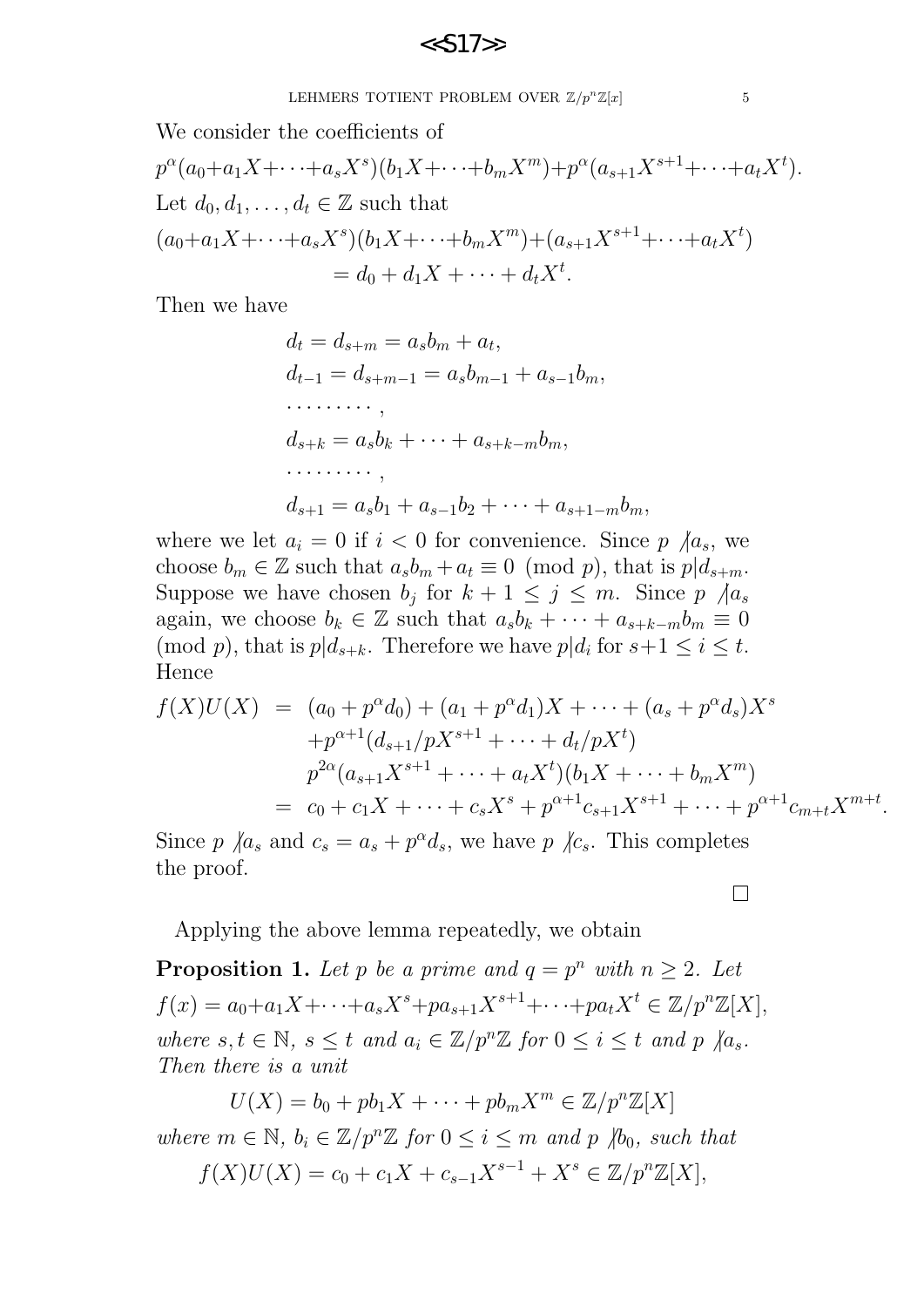We consider the coefficients of

$$p^{\alpha}(a_0+a_1X+\cdots+a_sX^s)(b_1X+\cdots+b_mX^m)+p^{\alpha}(a_{s+1}X^{s+1}+\cdots+a_tX^t).$$

Let $d_0, d_1, \ldots, d_t \in \mathbb{Z}$ such that

$$(a_0+a_1X+\cdots+a_sX^s)(b_1X+\cdots+b_mX^m)+(a_{s+1}X^{s+1}+\cdots+a_tX^t) = d_0 + d_1X + \cdots + d_tX^t.$$

Then we have

$$\begin{aligned}
d_t &= d_{s+m} = a_sb_m + a_t,\\
d_{t-1} &= d_{s+m-1} = a_sb_{m-1} + a_{s-1}b_m,\\
&\cdots\cdots\cdots,\\
d_{s+k} &= a_sb_k + \cdots + a_{s+k-m}b_m,\\
&\cdots\cdots\cdots,\\
d_{s+1} &= a_sb_1 + a_{s-1}b_2 + \cdots + a_{s+1-m}b_m,
\end{aligned}$$

where we let $a_i = 0$ if $i < 0$ for convenience. Since $p \nmid a_s$, we choose $b_m \in \mathbb{Z}$ such that $a_sb_m + a_t \equiv 0 \pmod p$, that is $p|d_{s+m}$. Suppose we have chosen $b_j$ for $k+1 \leq j \leq m$. Since $p \nmid a_s$ again, we choose $b_k \in \mathbb{Z}$ such that $a_sb_k + \cdots + a_{s+k-m}b_m \equiv 0 \pmod p$, that is $p|d_{s+k}$. Therefore we have $p|d_i$ for $s+1 \leq i \leq t$. Hence

$$\begin{aligned}
f(X)U(X) &= (a_0 + p^{\alpha}d_0) + (a_1 + p^{\alpha}d_1)X + \cdots + (a_s + p^{\alpha}d_s)X^s\\
&\quad + p^{\alpha+1}(d_{s+1}/pX^{s+1} + \cdots + d_t/pX^t)\\
&\quad p^{2\alpha}(a_{s+1}X^{s+1} + \cdots + a_tX^t)(b_1X + \cdots + b_mX^m)\\
&= c_0 + c_1X + \cdots + c_sX^s + p^{\alpha+1}c_{s+1}X^{s+1} + \cdots + p^{\alpha+1}c_{m+t}X^{m+t}.
\end{aligned}$$

Since $p \nmid a_s$ and $c_s = a_s + p^{\alpha}d_s$, we have $p \nmid c_s$. This completes the proof.

$\square$

Applying the above lemma repeatedly, we obtain

**Proposition 1.** *Let $p$ be a prime and $q = p^n$ with $n \geq 2$. Let*

$$f(x) = a_0+a_1X+\cdots+a_sX^s+pa_{s+1}X^{s+1}+\cdots+pa_tX^t \in \mathbb{Z}/p^n\mathbb{Z}[X],$$

*where $s, t \in \mathbb{N}$, $s \leq t$ and $a_i \in \mathbb{Z}/p^n\mathbb{Z}$ for $0 \leq i \leq t$ and $p \nmid a_s$. Then there is a unit*

$$U(X) = b_0 + pb_1X + \cdots + pb_mX^m \in \mathbb{Z}/p^n\mathbb{Z}[X]$$

*where $m \in \mathbb{N}$, $b_i \in \mathbb{Z}/p^n\mathbb{Z}$ for $0 \leq i \leq m$ and $p \nmid b_0$, such that*

$$f(X)U(X) = c_0 + c_1X + c_{s-1}X^{s-1} + X^s \in \mathbb{Z}/p^n\mathbb{Z}[X],$$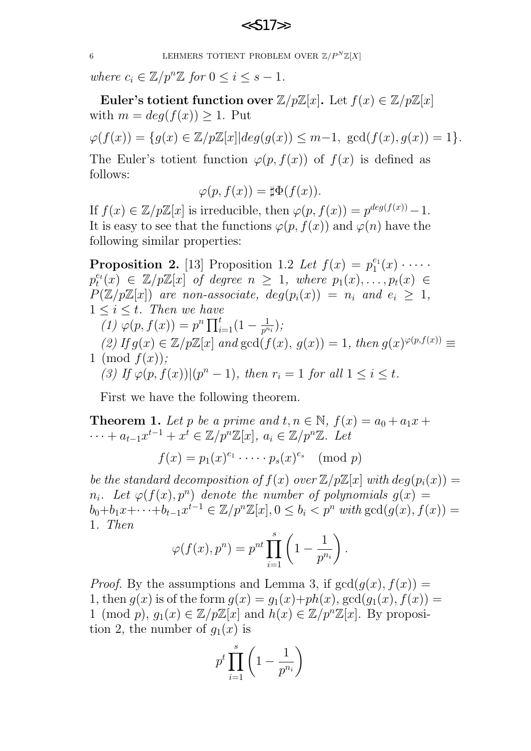where $c_i \in \mathbb{Z}/p^n\mathbb{Z}$ for $0 \leq i \leq s-1$.

**Euler's totient function over $\mathbb{Z}/p\mathbb{Z}[x]$.** Let $f(x) \in \mathbb{Z}/p\mathbb{Z}[x]$ with $m = deg(f(x)) \geq 1$. Put

$$\varphi(f(x)) = \{g(x) \in \mathbb{Z}/p\mathbb{Z}[x] | deg(g(x)) \leq m-1, \ \gcd(f(x), g(x)) = 1\}.$$

The Euler's totient function $\varphi(p, f(x))$ of $f(x)$ is defined as follows:

$$\varphi(p, f(x)) = \sharp\Phi(f(x)).$$

If $f(x) \in \mathbb{Z}/p\mathbb{Z}[x]$ is irreducible, then $\varphi(p, f(x)) = p^{deg(f(x))} - 1$. It is easy to see that the functions $\varphi(p, f(x))$ and $\varphi(n)$ have the following similar properties:

**Proposition 2.** [13] Proposition 1.2 *Let $f(x) = p_1^{e_1}(x) \cdot \cdots \cdot p_t^{e_t}(x) \in \mathbb{Z}/p\mathbb{Z}[x]$ of degree $n \geq 1$, where $p_1(x), \ldots, p_t(x) \in P(\mathbb{Z}/p\mathbb{Z}[x])$ are non-associate, $deg(p_i(x)) = n_i$ and $e_i \geq 1$, $1 \leq i \leq t$. Then we have*

*(1) $\varphi(p, f(x)) = p^n \prod_{i=1}^{t}(1 - \frac{1}{p^{n_i}})$;*

*(2) If $g(x) \in \mathbb{Z}/p\mathbb{Z}[x]$ and $\gcd(f(x), g(x)) = 1$, then $g(x)^{\varphi(p,f(x))} \equiv 1 \pmod{f(x)}$;*

*(3) If $\varphi(p, f(x))|(p^n - 1)$, then $r_i = 1$ for all $1 \leq i \leq t$.*

First we have the following theorem.

**Theorem 1.** *Let $p$ be a prime and $t, n \in \mathbb{N}$, $f(x) = a_0 + a_1x + \cdots + a_{t-1}x^{t-1} + x^t \in \mathbb{Z}/p^n\mathbb{Z}[x]$, $a_i \in \mathbb{Z}/p^n\mathbb{Z}$. Let*

$$f(x) = p_1(x)^{e_1} \cdot \cdots \cdot p_s(x)^{e_s} \pmod{p}$$

*be the standard decomposition of $f(x)$ over $\mathbb{Z}/p\mathbb{Z}[x]$ with $deg(p_i(x)) = n_i$. Let $\varphi(f(x), p^n)$ denote the number of polynomials $g(x) = b_0 + b_1x + \cdots + b_{t-1}x^{t-1} \in \mathbb{Z}/p^n\mathbb{Z}[x], 0 \leq b_i < p^n$ with $\gcd(g(x), f(x)) = 1$. Then*

$$\varphi(f(x), p^n) = p^{nt} \prod_{i=1}^{s} \left(1 - \frac{1}{p^{n_i}}\right).$$

*Proof.* By the assumptions and Lemma 3, if $\gcd(g(x), f(x)) = 1$, then $g(x)$ is of the form $g(x) = g_1(x) + ph(x)$, $\gcd(g_1(x), f(x)) = 1 \pmod{p}$, $g_1(x) \in \mathbb{Z}/p\mathbb{Z}[x]$ and $h(x) \in \mathbb{Z}/p^n\mathbb{Z}[x]$. By proposition 2, the number of $g_1(x)$ is

$$p^t \prod_{i=1}^{s} \left(1 - \frac{1}{p^{n_i}}\right)$$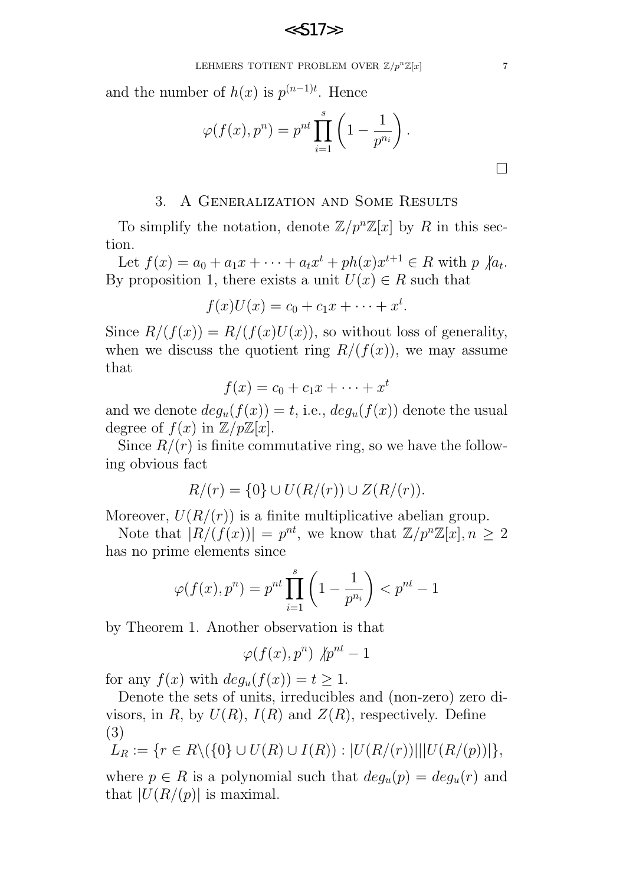and the number of $h(x)$ is $p^{(n-1)t}$. Hence

$$\varphi(f(x), p^n) = p^{nt} \prod_{i=1}^{s} \left(1 - \frac{1}{p^{n_i}}\right).$$

□

## 3. A Generalization and Some Results

To simplify the notation, denote $\mathbb{Z}/p^n\mathbb{Z}[x]$ by $R$ in this section.

Let $f(x) = a_0 + a_1x + \cdots + a_tx^t + ph(x)x^{t+1} \in R$ with $p \not| a_t$. By proposition 1, there exists a unit $U(x) \in R$ such that

$$f(x)U(x) = c_0 + c_1x + \cdots + x^t.$$

Since $R/(f(x)) = R/(f(x)U(x))$, so without loss of generality, when we discuss the quotient ring $R/(f(x))$, we may assume that

$$f(x) = c_0 + c_1x + \cdots + x^t$$

and we denote $deg_u(f(x)) = t$, i.e., $deg_u(f(x))$ denote the usual degree of $f(x)$ in $\mathbb{Z}/p\mathbb{Z}[x]$.

Since $R/(r)$ is finite commutative ring, so we have the following obvious fact

$$R/(r) = \{0\} \cup U(R/(r)) \cup Z(R/(r)).$$

Moreover, $U(R/(r))$ is a finite multiplicative abelian group.

Note that $|R/(f(x))| = p^{nt}$, we know that $\mathbb{Z}/p^n\mathbb{Z}[x], n \geq 2$ has no prime elements since

$$\varphi(f(x), p^n) = p^{nt} \prod_{i=1}^{s} \left(1 - \frac{1}{p^{n_i}}\right) < p^{nt} - 1$$

by Theorem 1. Another observation is that

$$\varphi(f(x), p^n) \not| p^{nt} - 1$$

for any $f(x)$ with $deg_u(f(x)) = t \geq 1$.

Denote the sets of units, irreducibles and (non-zero) zero divisors, in $R$, by $U(R)$, $I(R)$ and $Z(R)$, respectively. Define

(3)
$$L_R := \{r \in R \backslash (\{0\} \cup U(R) \cup I(R)) : |U(R/(r))| \, | \, |U(R/(p))|\},$$

where $p \in R$ is a polynomial such that $deg_u(p) = deg_u(r)$ and that $|U(R/(p)|$ is maximal.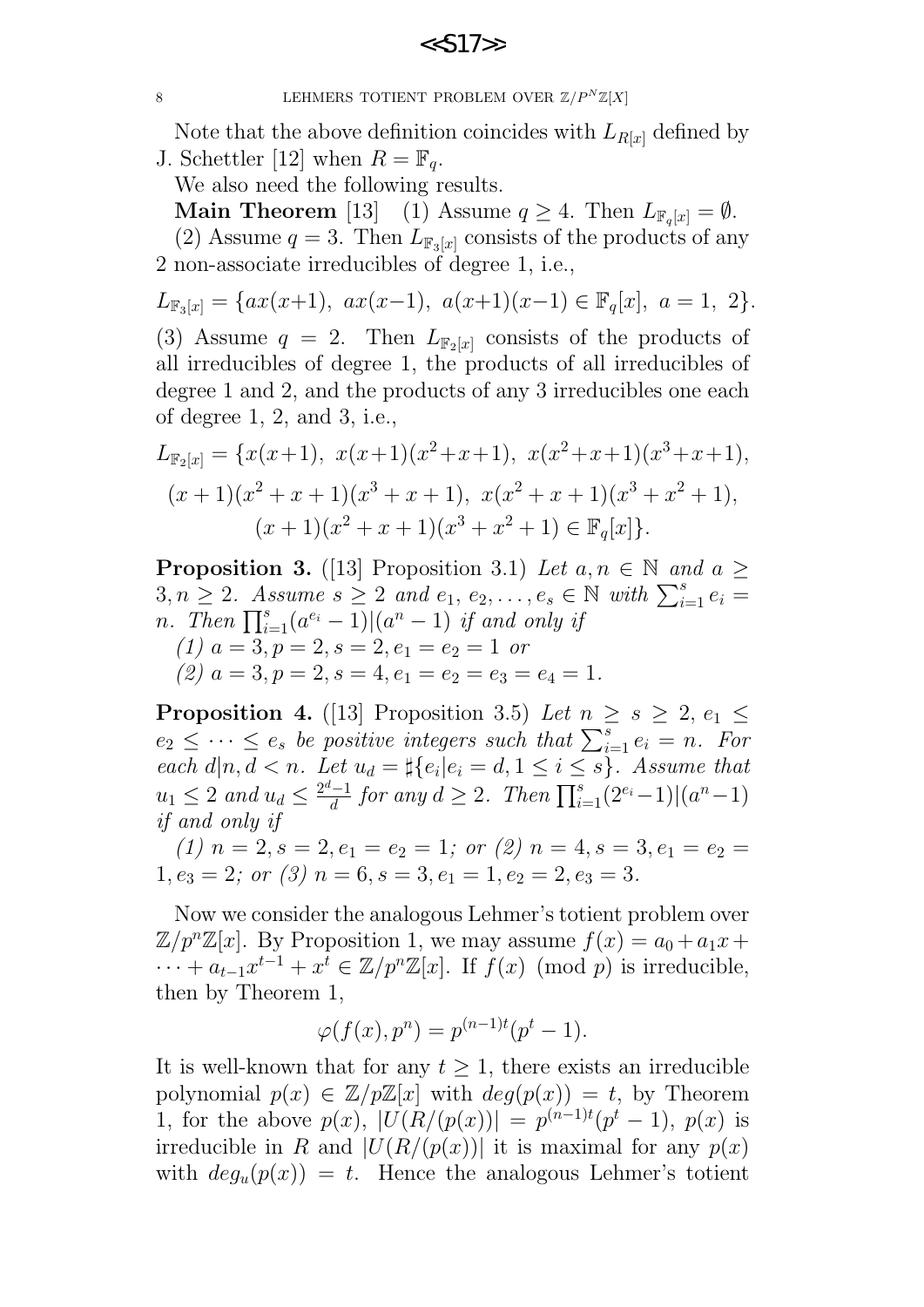Note that the above definition coincides with $L_{R[x]}$ defined by J. Schettler [12] when $R = \mathbb{F}_q$.

We also need the following results.

**Main Theorem** [13] (1) Assume $q \geq 4$. Then $L_{\mathbb{F}_q[x]} = \emptyset$.

(2) Assume $q = 3$. Then $L_{\mathbb{F}_3[x]}$ consists of the products of any 2 non-associate irreducibles of degree 1, i.e.,

$$L_{\mathbb{F}_3[x]} = \{ax(x+1),\ ax(x-1),\ a(x+1)(x-1) \in \mathbb{F}_q[x],\ a = 1,\ 2\}.$$

(3) Assume $q = 2$. Then $L_{\mathbb{F}_2[x]}$ consists of the products of all irreducibles of degree 1, the products of all irreducibles of degree 1 and 2, and the products of any 3 irreducibles one each of degree 1, 2, and 3, i.e.,

$$L_{\mathbb{F}_2[x]} = \{x(x+1),\ x(x+1)(x^2+x+1),\ x(x^2+x+1)(x^3+x+1),$$
$$(x+1)(x^2+x+1)(x^3+x+1),\ x(x^2+x+1)(x^3+x^2+1),$$
$$(x+1)(x^2+x+1)(x^3+x^2+1) \in \mathbb{F}_q[x]\}.$$

**Proposition 3.** ([13] Proposition 3.1) *Let $a, n \in \mathbb{N}$ and $a \geq 3, n \geq 2$. Assume $s \geq 2$ and $e_1, e_2, \ldots, e_s \in \mathbb{N}$ with $\sum_{i=1}^{s} e_i = n$. Then $\prod_{i=1}^{s}(a^{e_i} - 1) | (a^n - 1)$ if and only if*

*(1) $a = 3, p = 2, s = 2, e_1 = e_2 = 1$ or*

*(2) $a = 3, p = 2, s = 4, e_1 = e_2 = e_3 = e_4 = 1$.*

**Proposition 4.** ([13] Proposition 3.5) *Let $n \geq s \geq 2$, $e_1 \leq e_2 \leq \cdots \leq e_s$ be positive integers such that $\sum_{i=1}^{s} e_i = n$. For each $d | n, d < n$. Let $u_d = \sharp\{e_i | e_i = d, 1 \leq i \leq s\}$. Assume that $u_1 \leq 2$ and $u_d \leq \frac{2^d - 1}{d}$ for any $d \geq 2$. Then $\prod_{i=1}^{s}(2^{e_i} - 1) | (a^n - 1)$ if and only if*

*(1) $n = 2, s = 2, e_1 = e_2 = 1$; or (2) $n = 4, s = 3, e_1 = e_2 = 1, e_3 = 2$; or (3) $n = 6, s = 3, e_1 = 1, e_2 = 2, e_3 = 3$.*

Now we consider the analogous Lehmer's totient problem over $\mathbb{Z}/p^n\mathbb{Z}[x]$. By Proposition 1, we may assume $f(x) = a_0 + a_1 x + \cdots + a_{t-1}x^{t-1} + x^t \in \mathbb{Z}/p^n\mathbb{Z}[x]$. If $f(x) \pmod p$ is irreducible, then by Theorem 1,

$$\varphi(f(x), p^n) = p^{(n-1)t}(p^t - 1).$$

It is well-known that for any $t \geq 1$, there exists an irreducible polynomial $p(x) \in \mathbb{Z}/p\mathbb{Z}[x]$ with $deg(p(x)) = t$, by Theorem 1, for the above $p(x)$, $|U(R/(p(x))| = p^{(n-1)t}(p^t - 1)$, $p(x)$ is irreducible in $R$ and $|U(R/(p(x))|$ it is maximal for any $p(x)$ with $deg_u(p(x)) = t$. Hence the analogous Lehmer's totient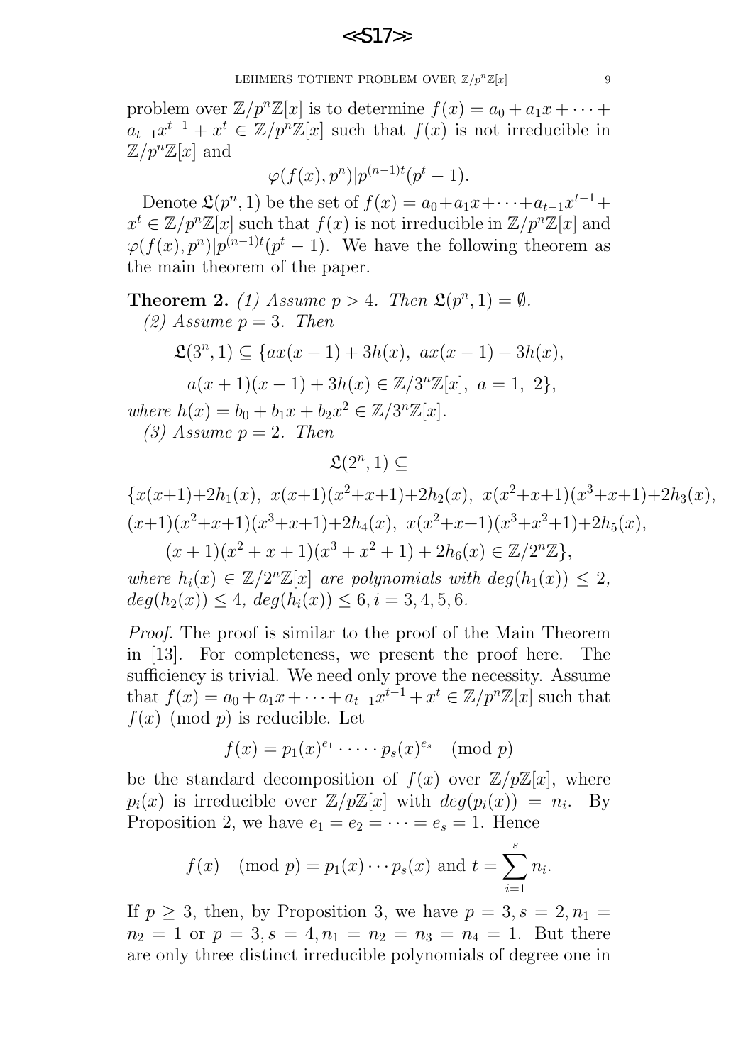problem over $\mathbb{Z}/p^n\mathbb{Z}[x]$ is to determine $f(x) = a_0 + a_1x + \cdots + a_{t-1}x^{t-1} + x^t \in \mathbb{Z}/p^n\mathbb{Z}[x]$ such that $f(x)$ is not irreducible in $\mathbb{Z}/p^n\mathbb{Z}[x]$ and

$$\varphi(f(x), p^n) | p^{(n-1)t}(p^t - 1).$$

Denote $\mathfrak{L}(p^n, 1)$ be the set of $f(x) = a_0 + a_1x + \cdots + a_{t-1}x^{t-1} + x^t \in \mathbb{Z}/p^n\mathbb{Z}[x]$ such that $f(x)$ is not irreducible in $\mathbb{Z}/p^n\mathbb{Z}[x]$ and $\varphi(f(x), p^n) | p^{(n-1)t}(p^t - 1)$. We have the following theorem as the main theorem of the paper.

**Theorem 2.** *(1) Assume $p > 4$. Then $\mathfrak{L}(p^n, 1) = \emptyset$.*

*(2) Assume $p = 3$. Then*

$$\mathfrak{L}(3^n, 1) \subseteq \{ax(x+1) + 3h(x),\ ax(x-1) + 3h(x),$$
$$a(x+1)(x-1) + 3h(x) \in \mathbb{Z}/3^n\mathbb{Z}[x],\ a = 1,\ 2\},$$

*where $h(x) = b_0 + b_1x + b_2x^2 \in \mathbb{Z}/3^n\mathbb{Z}[x]$.*

*(3) Assume $p = 2$. Then*

$$\mathfrak{L}(2^n, 1) \subseteq$$

$$\{x(x+1)+2h_1(x),\ x(x+1)(x^2+x+1)+2h_2(x),\ x(x^2+x+1)(x^3+x+1)+2h_3(x),$$
$$(x+1)(x^2+x+1)(x^3+x+1)+2h_4(x),\ x(x^2+x+1)(x^3+x^2+1)+2h_5(x),$$
$$(x+1)(x^2+x+1)(x^3+x^2+1) + 2h_6(x) \in \mathbb{Z}/2^n\mathbb{Z}\},$$

*where $h_i(x) \in \mathbb{Z}/2^n\mathbb{Z}[x]$ are polynomials with $deg(h_1(x)) \leq 2$, $deg(h_2(x)) \leq 4$, $deg(h_i(x)) \leq 6, i = 3, 4, 5, 6$.*

*Proof.* The proof is similar to the proof of the Main Theorem in [13]. For completeness, we present the proof here. The sufficiency is trivial. We need only prove the necessity. Assume that $f(x) = a_0 + a_1x + \cdots + a_{t-1}x^{t-1} + x^t \in \mathbb{Z}/p^n\mathbb{Z}[x]$ such that $f(x) \pmod p$ is reducible. Let

$$f(x) = p_1(x)^{e_1} \cdot \cdots \cdot p_s(x)^{e_s} \pmod p$$

be the standard decomposition of $f(x)$ over $\mathbb{Z}/p\mathbb{Z}[x]$, where $p_i(x)$ is irreducible over $\mathbb{Z}/p\mathbb{Z}[x]$ with $deg(p_i(x)) = n_i$. By Proposition 2, we have $e_1 = e_2 = \cdots = e_s = 1$. Hence

$$f(x) \pmod p = p_1(x) \cdots p_s(x) \text{ and } t = \sum_{i=1}^{s} n_i.$$

If $p \geq 3$, then, by Proposition 3, we have $p = 3, s = 2, n_1 = n_2 = 1$ or $p = 3, s = 4, n_1 = n_2 = n_3 = n_4 = 1$. But there are only three distinct irreducible polynomials of degree one in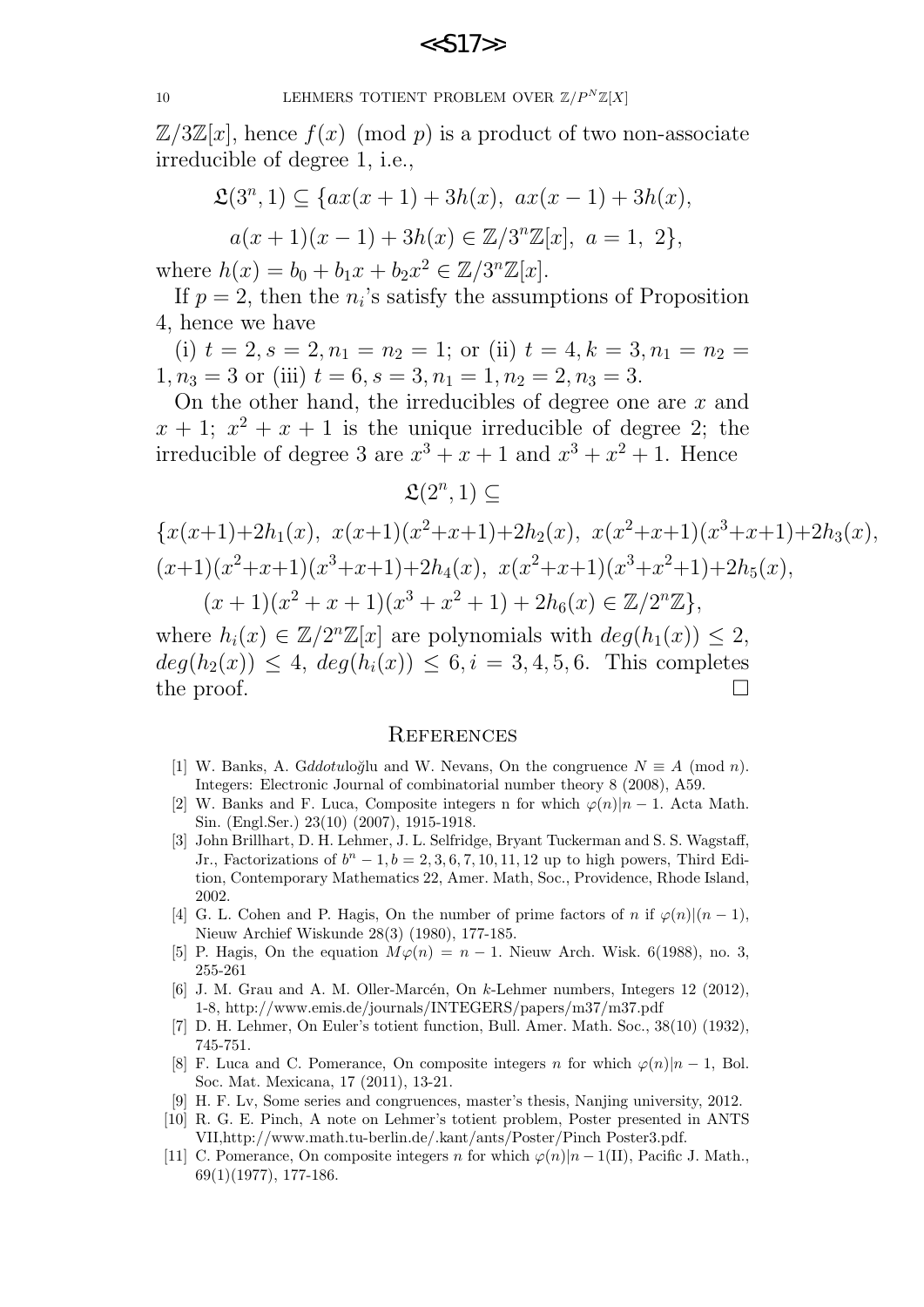$\mathbb{Z}/3\mathbb{Z}[x]$, hence $f(x) \pmod p$ is a product of two non-associate irreducible of degree 1, i.e.,

$$\mathfrak{L}(3^n, 1) \subseteq \{ax(x+1) + 3h(x),\ ax(x-1) + 3h(x),$$

$$a(x+1)(x-1) + 3h(x) \in \mathbb{Z}/3^n\mathbb{Z}[x],\ a = 1,\ 2\},$$

where $h(x) = b_0 + b_1 x + b_2 x^2 \in \mathbb{Z}/3^n\mathbb{Z}[x]$.

If $p = 2$, then the $n_i$'s satisfy the assumptions of Proposition 4, hence we have

(i) $t = 2, s = 2, n_1 = n_2 = 1$; or (ii) $t = 4, k = 3, n_1 = n_2 = 1, n_3 = 3$ or (iii) $t = 6, s = 3, n_1 = 1, n_2 = 2, n_3 = 3$.

On the other hand, the irreducibles of degree one are $x$ and $x + 1$; $x^2 + x + 1$ is the unique irreducible of degree 2; the irreducible of degree 3 are $x^3 + x + 1$ and $x^3 + x^2 + 1$. Hence

$$\mathfrak{L}(2^n, 1) \subseteq$$

$$\{x(x+1)+2h_1(x),\ x(x+1)(x^2+x+1)+2h_2(x),\ x(x^2+x+1)(x^3+x+1)+2h_3(x),$$

$$(x+1)(x^2+x+1)(x^3+x+1)+2h_4(x),\ x(x^2+x+1)(x^3+x^2+1)+2h_5(x),$$

$$(x+1)(x^2+x+1)(x^3+x^2+1) + 2h_6(x) \in \mathbb{Z}/2^n\mathbb{Z}\},$$

where $h_i(x) \in \mathbb{Z}/2^n\mathbb{Z}[x]$ are polynomials with $deg(h_1(x)) \leq 2$, $deg(h_2(x)) \leq 4$, $deg(h_i(x)) \leq 6, i = 3, 4, 5, 6$. This completes the proof. $\square$

## References

[1] W. Banks, A. G*ddotu*loǧlu and W. Nevans, On the congruence $N \equiv A \pmod n$. Integers: Electronic Journal of combinatorial number theory 8 (2008), A59.

[2] W. Banks and F. Luca, Composite integers n for which $\varphi(n)|n-1$. Acta Math. Sin. (Engl.Ser.) 23(10) (2007), 1915-1918.

[3] John Brillhart, D. H. Lehmer, J. L. Selfridge, Bryant Tuckerman and S. S. Wagstaff, Jr., Factorizations of $b^n - 1, b = 2, 3, 6, 7, 10, 11, 12$ up to high powers, Third Edition, Contemporary Mathematics 22, Amer. Math, Soc., Providence, Rhode Island, 2002.

[4] G. L. Cohen and P. Hagis, On the number of prime factors of $n$ if $\varphi(n)|(n-1)$, Nieuw Archief Wiskunde 28(3) (1980), 177-185.

[5] P. Hagis, On the equation $M\varphi(n) = n - 1$. Nieuw Arch. Wisk. 6(1988), no. 3, 255-261

[6] J. M. Grau and A. M. Oller-Marcén, On $k$-Lehmer numbers, Integers 12 (2012), 1-8, http://www.emis.de/journals/INTEGERS/papers/m37/m37.pdf

[7] D. H. Lehmer, On Euler's totient function, Bull. Amer. Math. Soc., 38(10) (1932), 745-751.

[8] F. Luca and C. Pomerance, On composite integers $n$ for which $\varphi(n)|n-1$, Bol. Soc. Mat. Mexicana, 17 (2011), 13-21.

[9] H. F. Lv, Some series and congruences, master's thesis, Nanjing university, 2012.

[10] R. G. E. Pinch, A note on Lehmer's totient problem, Poster presented in ANTS VII,http://www.math.tu-berlin.de/.kant/ants/Poster/Pinch Poster3.pdf.

[11] C. Pomerance, On composite integers $n$ for which $\varphi(n)|n-1$(II), Pacific J. Math., 69(1)(1977), 177-186.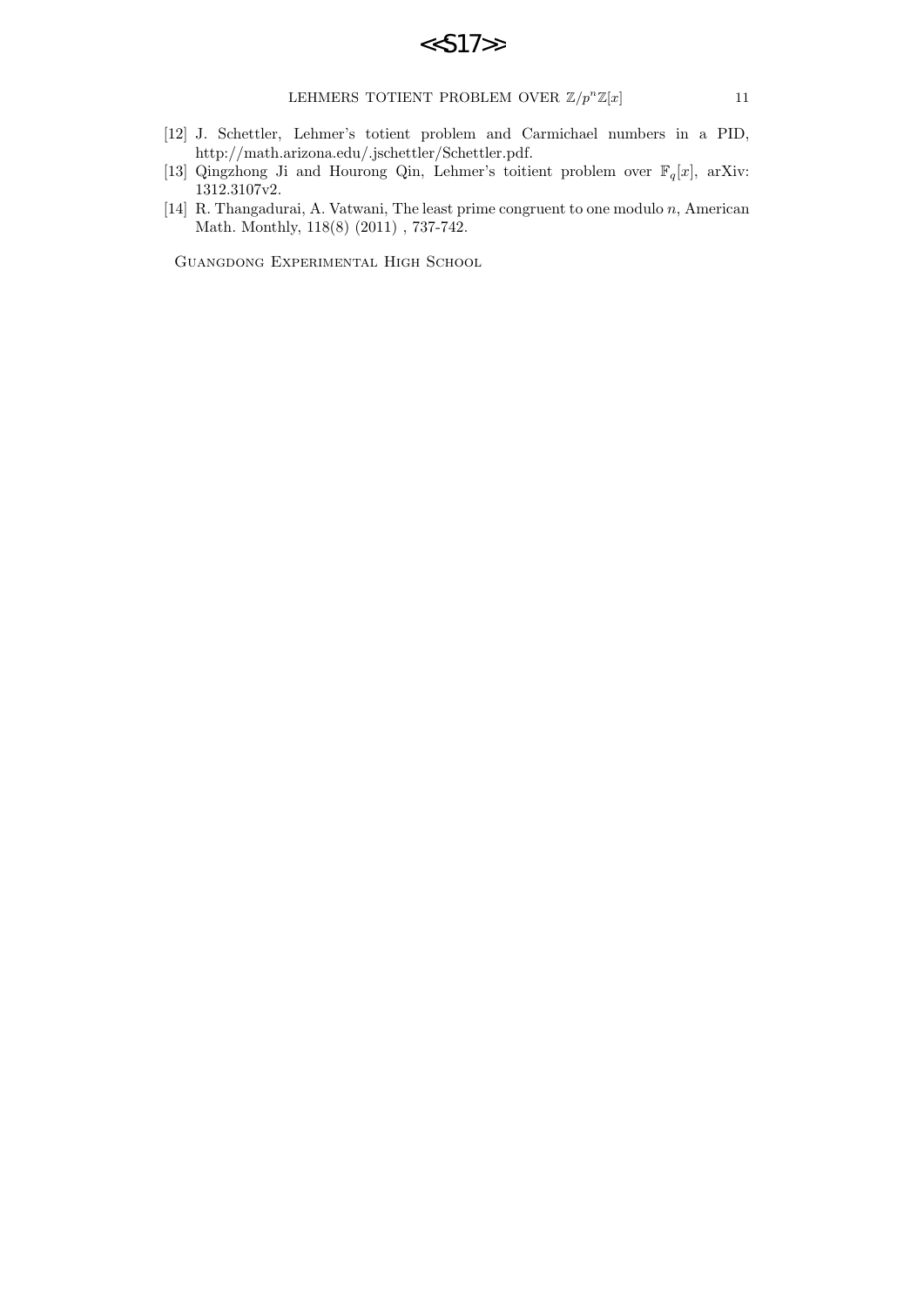[12] J. Schettler, Lehmer's totient problem and Carmichael numbers in a PID, http://math.arizona.edu/.jschettler/Schettler.pdf.

[13] Qingzhong Ji and Hourong Qin, Lehmer's toitient problem over $\mathbb{F}_q[x]$, arXiv: 1312.3107v2.

[14] R. Thangadurai, A. Vatwani, The least prime congruent to one modulo $n$, American Math. Monthly, 118(8) (2011) , 737-742.

Guangdong Experimental High School